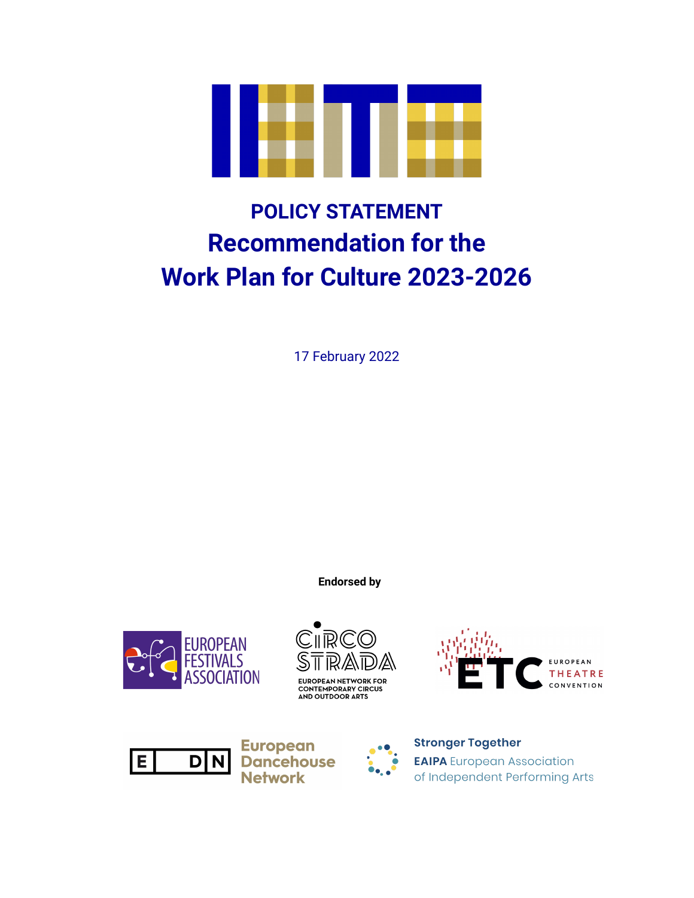# POLICY STATEMENT

# Recommendation for the Work Plan for Culture 2023-2026

17 February 2022

**Endorsed by**

EUROPEAN FESTIVALS ASSOCIATION

CIRCOSTRADA
EUROPEAN NETWORK FOR CONTEMPORARY CIRCUS AND OUTDOOR ARTS

ETC EUROPEAN THEATRE CONVENTION

EDN European Dancehouse Network

Stronger Together
**EAIPA** European Association of Independent Performing Arts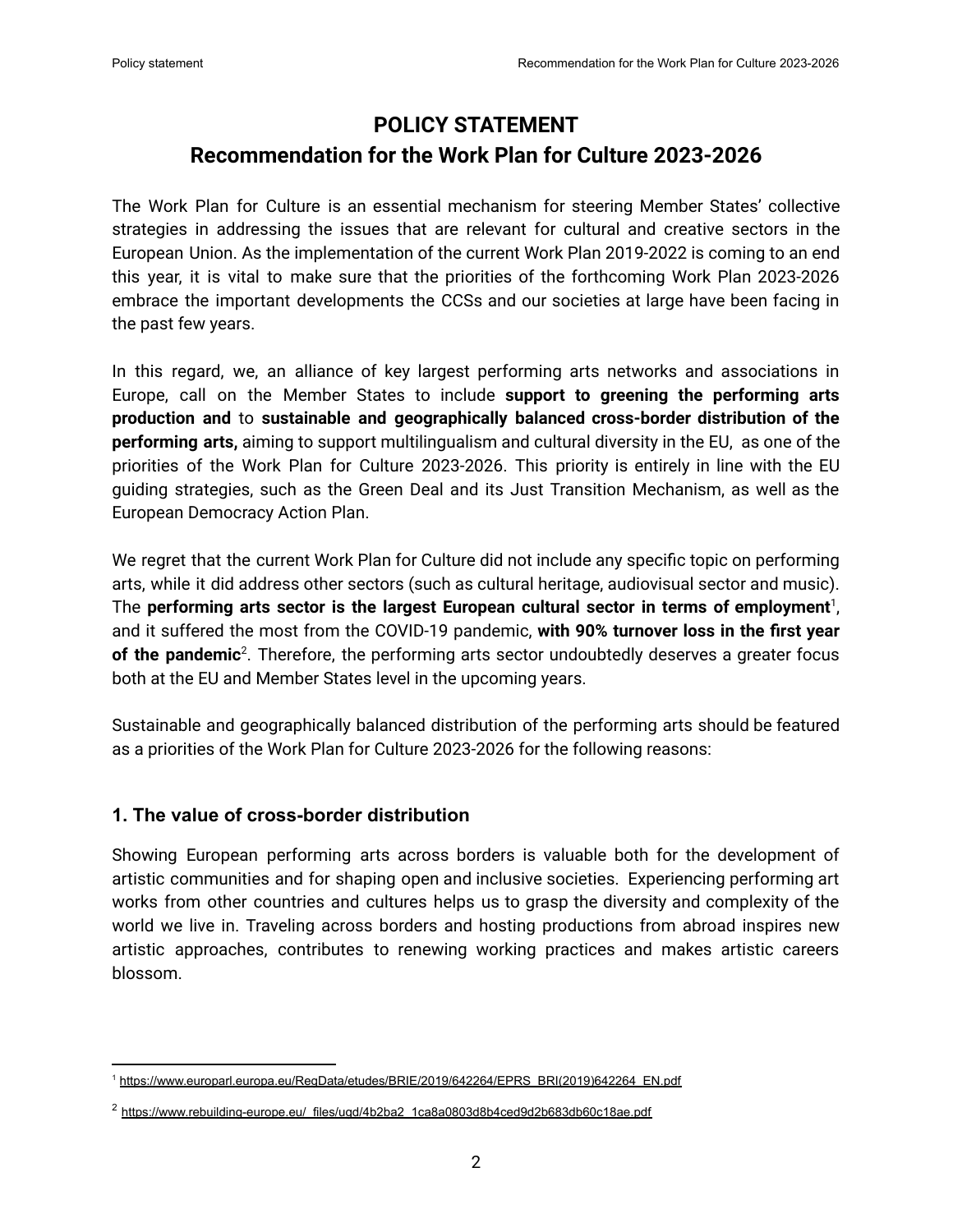# POLICY STATEMENT
# Recommendation for the Work Plan for Culture 2023-2026

The Work Plan for Culture is an essential mechanism for steering Member States' collective strategies in addressing the issues that are relevant for cultural and creative sectors in the European Union. As the implementation of the current Work Plan 2019-2022 is coming to an end this year, it is vital to make sure that the priorities of the forthcoming Work Plan 2023-2026 embrace the important developments the CCSs and our societies at large have been facing in the past few years.

In this regard, we, an alliance of key largest performing arts networks and associations in Europe, call on the Member States to include **support to greening the performing arts production and** to **sustainable and geographically balanced cross-border distribution of the performing arts,** aiming to support multilingualism and cultural diversity in the EU, as one of the priorities of the Work Plan for Culture 2023-2026. This priority is entirely in line with the EU guiding strategies, such as the Green Deal and its Just Transition Mechanism, as well as the European Democracy Action Plan.

We regret that the current Work Plan for Culture did not include any specific topic on performing arts, while it did address other sectors (such as cultural heritage, audiovisual sector and music). The **performing arts sector is the largest European cultural sector in terms of employment**[1], and it suffered the most from the COVID-19 pandemic, **with 90% turnover loss in the first year of the pandemic**[2]. Therefore, the performing arts sector undoubtedly deserves a greater focus both at the EU and Member States level in the upcoming years.

Sustainable and geographically balanced distribution of the performing arts should be featured as a priorities of the Work Plan for Culture 2023-2026 for the following reasons:

## 1. The value of cross-border distribution

Showing European performing arts across borders is valuable both for the development of artistic communities and for shaping open and inclusive societies. Experiencing performing art works from other countries and cultures helps us to grasp the diversity and complexity of the world we live in. Traveling across borders and hosting productions from abroad inspires new artistic approaches, contributes to renewing working practices and makes artistic careers blossom.

---

[1] https://www.europarl.europa.eu/RegData/etudes/BRIE/2019/642264/EPRS_BRI(2019)642264_EN.pdf

[2] https://www.rebuilding-europe.eu/_files/ugd/4b2ba2_1ca8a0803d8b4ced9d2b683db60c18ae.pdf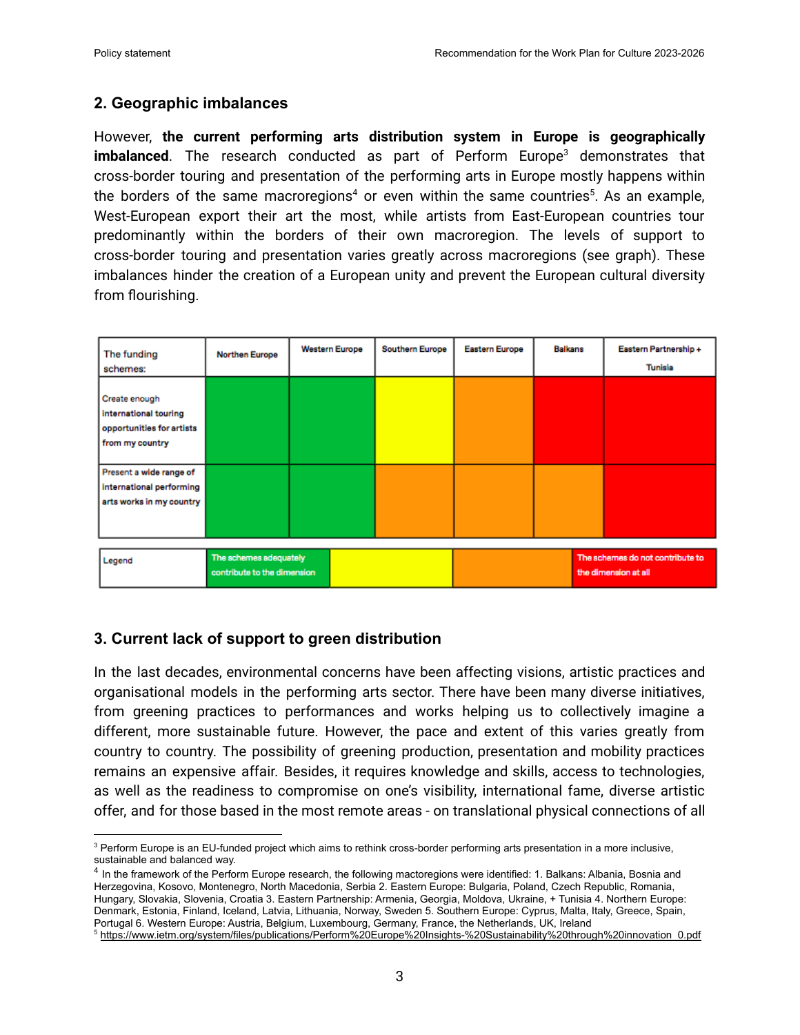## 2. Geographic imbalances

However, **the current performing arts distribution system in Europe is geographically imbalanced**. The research conducted as part of Perform Europe[3] demonstrates that cross-border touring and presentation of the performing arts in Europe mostly happens within the borders of the same macroregions[4] or even within the same countries[5]. As an example, West-European export their art the most, while artists from East-European countries tour predominantly within the borders of their own macroregion. The levels of support to cross-border touring and presentation varies greatly across macroregions (see graph). These imbalances hinder the creation of a European unity and prevent the European cultural diversity from flourishing.

| The funding schemes: | Northen Europe | Western Europe | Southern Europe | Eastern Europe | Balkans | Eastern Partnership + Tunisia |
|---|---|---|---|---|---|---|
| Create enough international touring opportunities for artists from my country | Green | Green | Yellow | Orange | Red | Red |
| Present a wide range of international performing arts works in my country | Green | Green | Orange | Orange | Orange | Red |

| Legend | The schemes adequately contribute to the dimension (Green) | (Yellow) | (Orange) | The schemes do not contribute to the dimension at all (Red) |
|---|---|---|---|---|

## 3. Current lack of support to green distribution

In the last decades, environmental concerns have been affecting visions, artistic practices and organisational models in the performing arts sector. There have been many diverse initiatives, from greening practices to performances and works helping us to collectively imagine a different, more sustainable future. However, the pace and extent of this varies greatly from country to country. The possibility of greening production, presentation and mobility practices remains an expensive affair. Besides, it requires knowledge and skills, access to technologies, as well as the readiness to compromise on one's visibility, international fame, diverse artistic offer, and for those based in the most remote areas - on translational physical connections of all

---

[3] Perform Europe is an EU-funded project which aims to rethink cross-border performing arts presentation in a more inclusive, sustainable and balanced way.

[4] In the framework of the Perform Europe research, the following mactoregions were identified: 1. Balkans: Albania, Bosnia and Herzegovina, Kosovo, Montenegro, North Macedonia, Serbia 2. Eastern Europe: Bulgaria, Poland, Czech Republic, Romania, Hungary, Slovakia, Slovenia, Croatia 3. Eastern Partnership: Armenia, Georgia, Moldova, Ukraine, + Tunisia 4. Northern Europe: Denmark, Estonia, Finland, Iceland, Latvia, Lithuania, Norway, Sweden 5. Southern Europe: Cyprus, Malta, Italy, Greece, Spain, Portugal 6. Western Europe: Austria, Belgium, Luxembourg, Germany, France, the Netherlands, UK, Ireland

[5] https://www.ietm.org/system/files/publications/Perform%20Europe%20Insights-%20Sustainability%20through%20innovation_0.pdf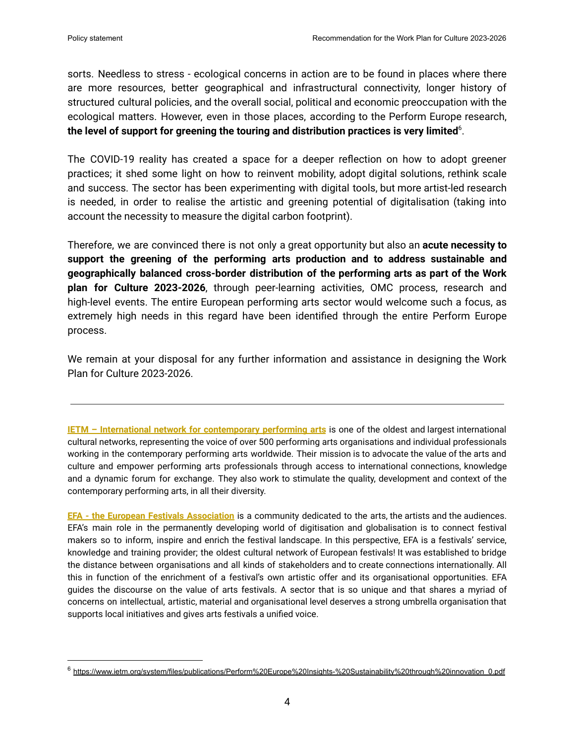sorts. Needless to stress - ecological concerns in action are to be found in places where there are more resources, better geographical and infrastructural connectivity, longer history of structured cultural policies, and the overall social, political and economic preoccupation with the ecological matters. However, even in those places, according to the Perform Europe research, **the level of support for greening the touring and distribution practices is very limited**[6].

The COVID-19 reality has created a space for a deeper reflection on how to adopt greener practices; it shed some light on how to reinvent mobility, adopt digital solutions, rethink scale and success. The sector has been experimenting with digital tools, but more artist-led research is needed, in order to realise the artistic and greening potential of digitalisation (taking into account the necessity to measure the digital carbon footprint).

Therefore, we are convinced there is not only a great opportunity but also an **acute necessity to support the greening of the performing arts production and to address sustainable and geographically balanced cross-border distribution of the performing arts as part of the Work plan for Culture 2023-2026**, through peer-learning activities, OMC process, research and high-level events. The entire European performing arts sector would welcome such a focus, as extremely high needs in this regard have been identified through the entire Perform Europe process.

We remain at your disposal for any further information and assistance in designing the Work Plan for Culture 2023-2026.

---

**IETM – International network for contemporary performing arts** is one of the oldest and largest international cultural networks, representing the voice of over 500 performing arts organisations and individual professionals working in the contemporary performing arts worldwide. Their mission is to advocate the value of the arts and culture and empower performing arts professionals through access to international connections, knowledge and a dynamic forum for exchange. They also work to stimulate the quality, development and context of the contemporary performing arts, in all their diversity.

**EFA - the European Festivals Association** is a community dedicated to the arts, the artists and the audiences. EFA's main role in the permanently developing world of digitisation and globalisation is to connect festival makers so to inform, inspire and enrich the festival landscape. In this perspective, EFA is a festivals' service, knowledge and training provider; the oldest cultural network of European festivals! It was established to bridge the distance between organisations and all kinds of stakeholders and to create connections internationally. All this in function of the enrichment of a festival's own artistic offer and its organisational opportunities. EFA guides the discourse on the value of arts festivals. A sector that is so unique and that shares a myriad of concerns on intellectual, artistic, material and organisational level deserves a strong umbrella organisation that supports local initiatives and gives arts festivals a unified voice.

---

[6] https://www.ietm.org/system/files/publications/Perform%20Europe%20Insights-%20Sustainability%20through%20innovation_0.pdf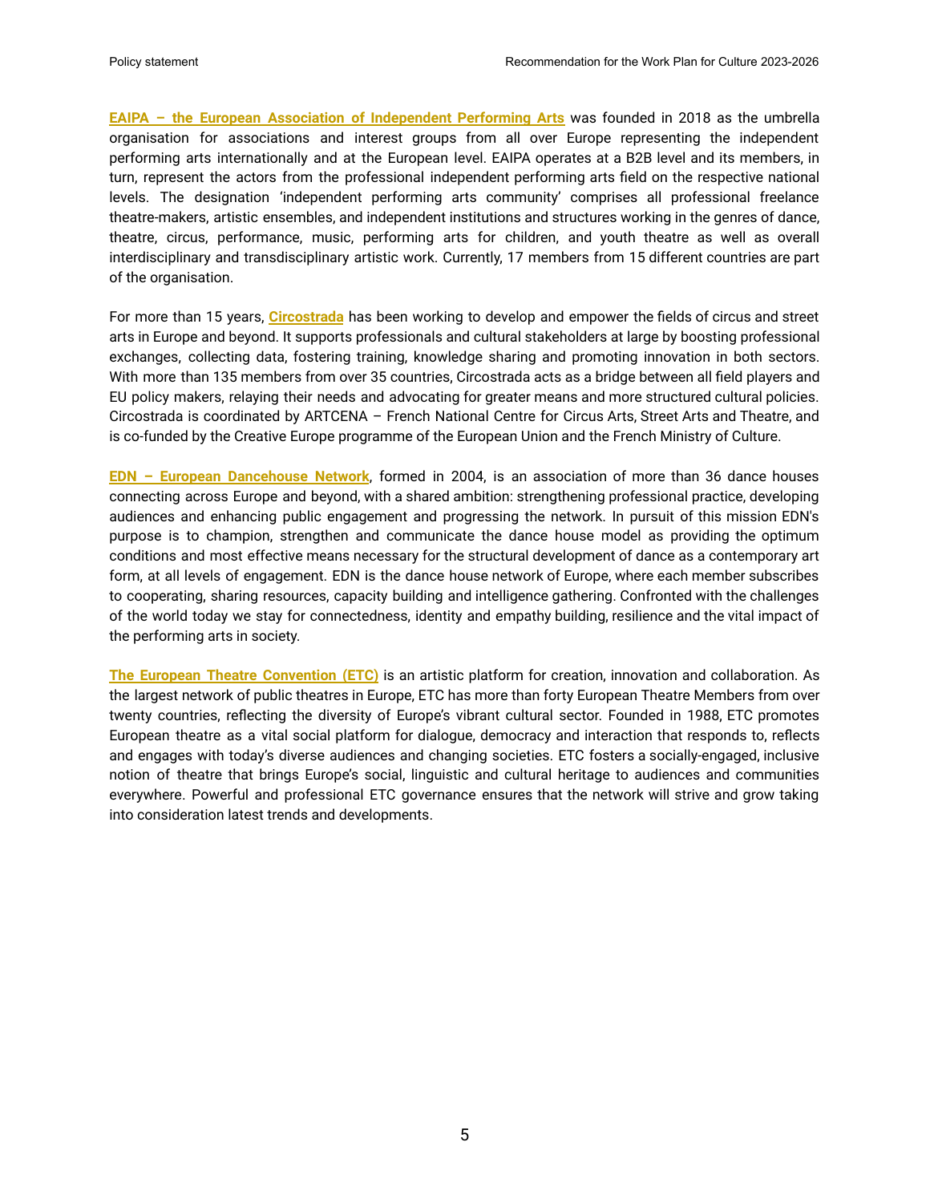**EAIPA – the European Association of Independent Performing Arts** was founded in 2018 as the umbrella organisation for associations and interest groups from all over Europe representing the independent performing arts internationally and at the European level. EAIPA operates at a B2B level and its members, in turn, represent the actors from the professional independent performing arts field on the respective national levels. The designation 'independent performing arts community' comprises all professional freelance theatre-makers, artistic ensembles, and independent institutions and structures working in the genres of dance, theatre, circus, performance, music, performing arts for children, and youth theatre as well as overall interdisciplinary and transdisciplinary artistic work. Currently, 17 members from 15 different countries are part of the organisation.

For more than 15 years, **Circostrada** has been working to develop and empower the fields of circus and street arts in Europe and beyond. It supports professionals and cultural stakeholders at large by boosting professional exchanges, collecting data, fostering training, knowledge sharing and promoting innovation in both sectors. With more than 135 members from over 35 countries, Circostrada acts as a bridge between all field players and EU policy makers, relaying their needs and advocating for greater means and more structured cultural policies. Circostrada is coordinated by ARTCENA – French National Centre for Circus Arts, Street Arts and Theatre, and is co-funded by the Creative Europe programme of the European Union and the French Ministry of Culture.

**EDN – European Dancehouse Network**, formed in 2004, is an association of more than 36 dance houses connecting across Europe and beyond, with a shared ambition: strengthening professional practice, developing audiences and enhancing public engagement and progressing the network. In pursuit of this mission EDN's purpose is to champion, strengthen and communicate the dance house model as providing the optimum conditions and most effective means necessary for the structural development of dance as a contemporary art form, at all levels of engagement. EDN is the dance house network of Europe, where each member subscribes to cooperating, sharing resources, capacity building and intelligence gathering. Confronted with the challenges of the world today we stay for connectedness, identity and empathy building, resilience and the vital impact of the performing arts in society.

**The European Theatre Convention (ETC)** is an artistic platform for creation, innovation and collaboration. As the largest network of public theatres in Europe, ETC has more than forty European Theatre Members from over twenty countries, reflecting the diversity of Europe's vibrant cultural sector. Founded in 1988, ETC promotes European theatre as a vital social platform for dialogue, democracy and interaction that responds to, reflects and engages with today's diverse audiences and changing societies. ETC fosters a socially-engaged, inclusive notion of theatre that brings Europe's social, linguistic and cultural heritage to audiences and communities everywhere. Powerful and professional ETC governance ensures that the network will strive and grow taking into consideration latest trends and developments.